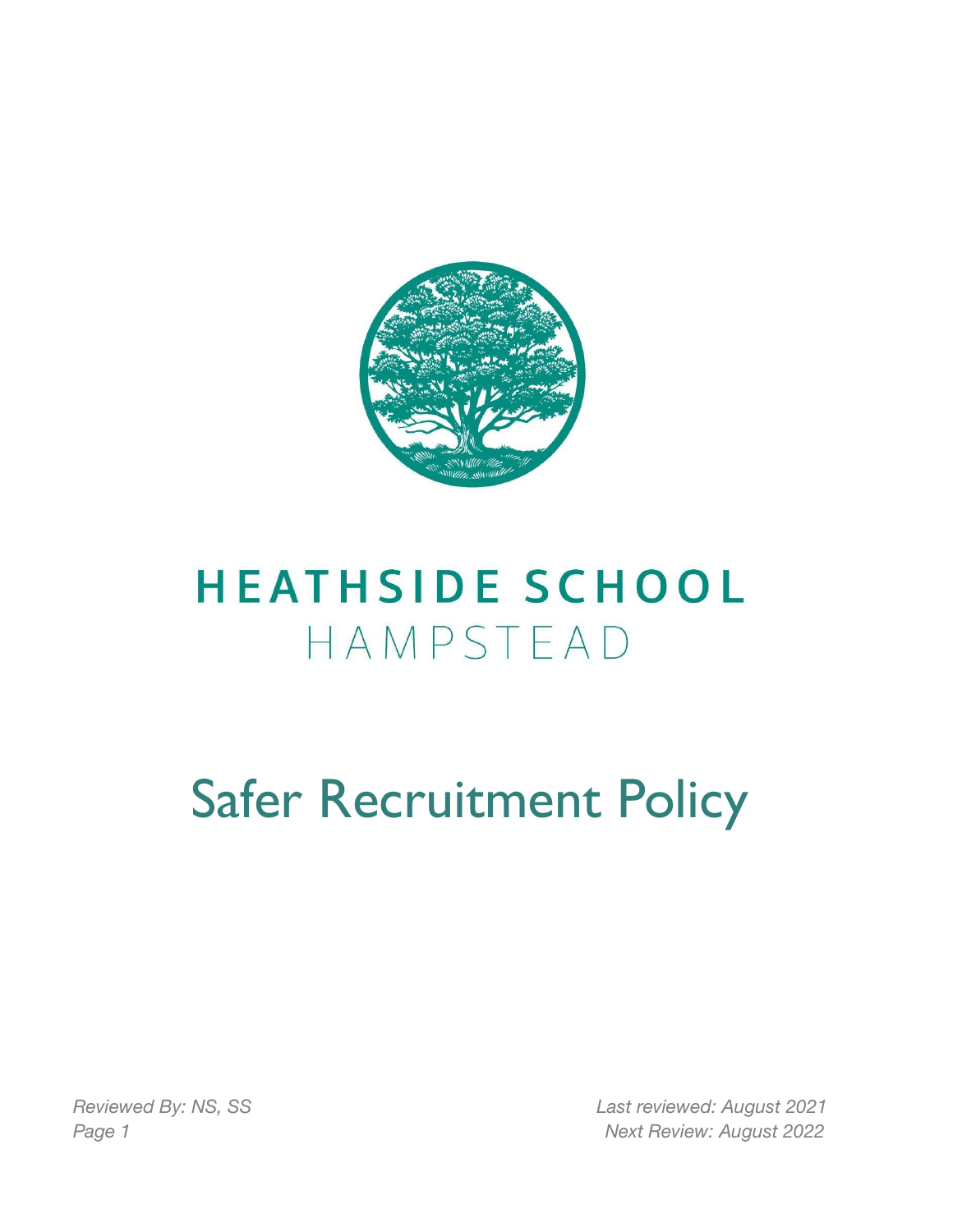# HEATHSIDE SCHOOL
HAMPSTEAD

# Safer Recruitment Policy

*Reviewed By: NS, SS*

*Last reviewed: August 2021*

*Next Review: August 2022*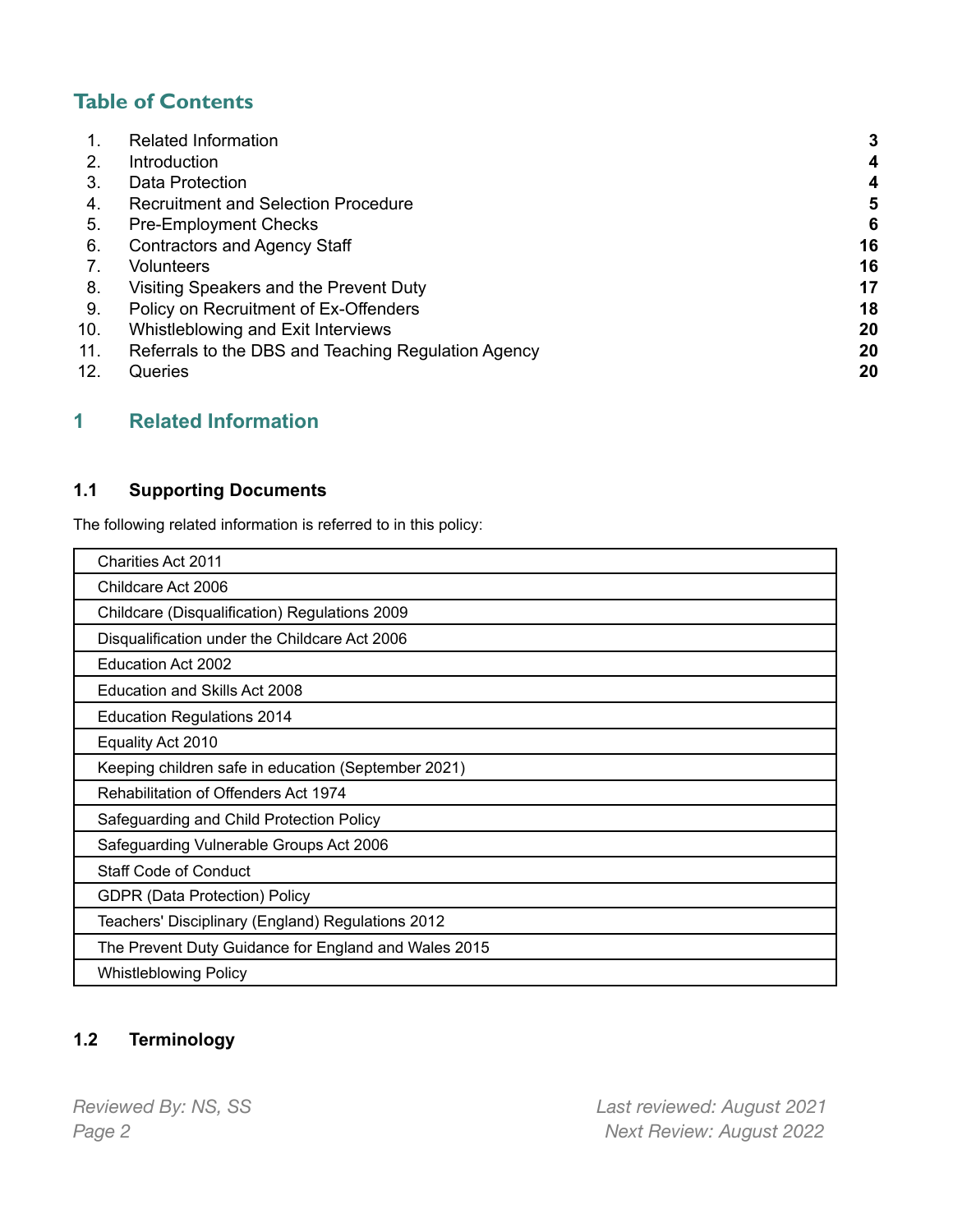## Table of Contents

| | | |
|---|---|---|
| 1. | Related Information | 3 |
| 2. | Introduction | 4 |
| 3. | Data Protection | 4 |
| 4. | Recruitment and Selection Procedure | 5 |
| 5. | Pre-Employment Checks | 6 |
| 6. | Contractors and Agency Staff | 16 |
| 7. | Volunteers | 16 |
| 8. | Visiting Speakers and the Prevent Duty | 17 |
| 9. | Policy on Recruitment of Ex-Offenders | 18 |
| 10. | Whistleblowing and Exit Interviews | 20 |
| 11. | Referrals to the DBS and Teaching Regulation Agency | 20 |
| 12. | Queries | 20 |

## 1 Related Information

### 1.1 Supporting Documents

The following related information is referred to in this policy:

| |
|---|
| Charities Act 2011 |
| Childcare Act 2006 |
| Childcare (Disqualification) Regulations 2009 |
| Disqualification under the Childcare Act 2006 |
| Education Act 2002 |
| Education and Skills Act 2008 |
| Education Regulations 2014 |
| Equality Act 2010 |
| Keeping children safe in education (September 2021) |
| Rehabilitation of Offenders Act 1974 |
| Safeguarding and Child Protection Policy |
| Safeguarding Vulnerable Groups Act 2006 |
| Staff Code of Conduct |
| GDPR (Data Protection) Policy |
| Teachers' Disciplinary (England) Regulations 2012 |
| The Prevent Duty Guidance for England and Wales 2015 |
| Whistleblowing Policy |

### 1.2 Terminology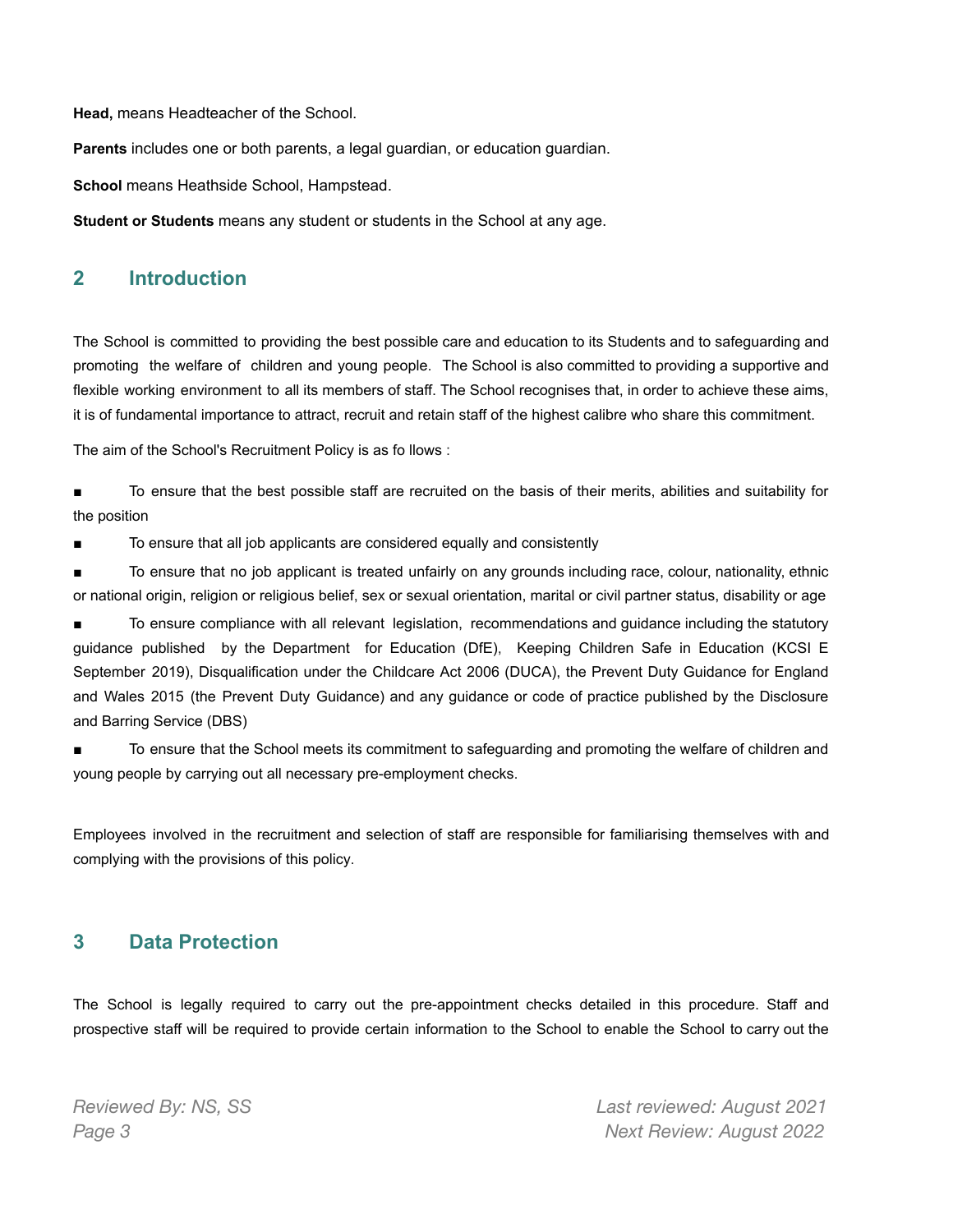**Head,** means Headteacher of the School.

**Parents** includes one or both parents, a legal guardian, or education guardian.

**School** means Heathside School, Hampstead.

**Student or Students** means any student or students in the School at any age.

## 2 Introduction

The School is committed to providing the best possible care and education to its Students and to safeguarding and promoting the welfare of children and young people. The School is also committed to providing a supportive and flexible working environment to all its members of staff. The School recognises that, in order to achieve these aims, it is of fundamental importance to attract, recruit and retain staff of the highest calibre who share this commitment.

The aim of the School's Recruitment Policy is as fo llows :

- To ensure that the best possible staff are recruited on the basis of their merits, abilities and suitability for the position
- To ensure that all job applicants are considered equally and consistently
- To ensure that no job applicant is treated unfairly on any grounds including race, colour, nationality, ethnic or national origin, religion or religious belief, sex or sexual orientation, marital or civil partner status, disability or age
- To ensure compliance with all relevant legislation, recommendations and guidance including the statutory guidance published by the Department for Education (DfE), Keeping Children Safe in Education (KCSI E September 2019), Disqualification under the Childcare Act 2006 (DUCA), the Prevent Duty Guidance for England and Wales 2015 (the Prevent Duty Guidance) and any guidance or code of practice published by the Disclosure and Barring Service (DBS)
- To ensure that the School meets its commitment to safeguarding and promoting the welfare of children and young people by carrying out all necessary pre-employment checks.

Employees involved in the recruitment and selection of staff are responsible for familiarising themselves with and complying with the provisions of this policy.

## 3 Data Protection

The School is legally required to carry out the pre-appointment checks detailed in this procedure. Staff and prospective staff will be required to provide certain information to the School to enable the School to carry out the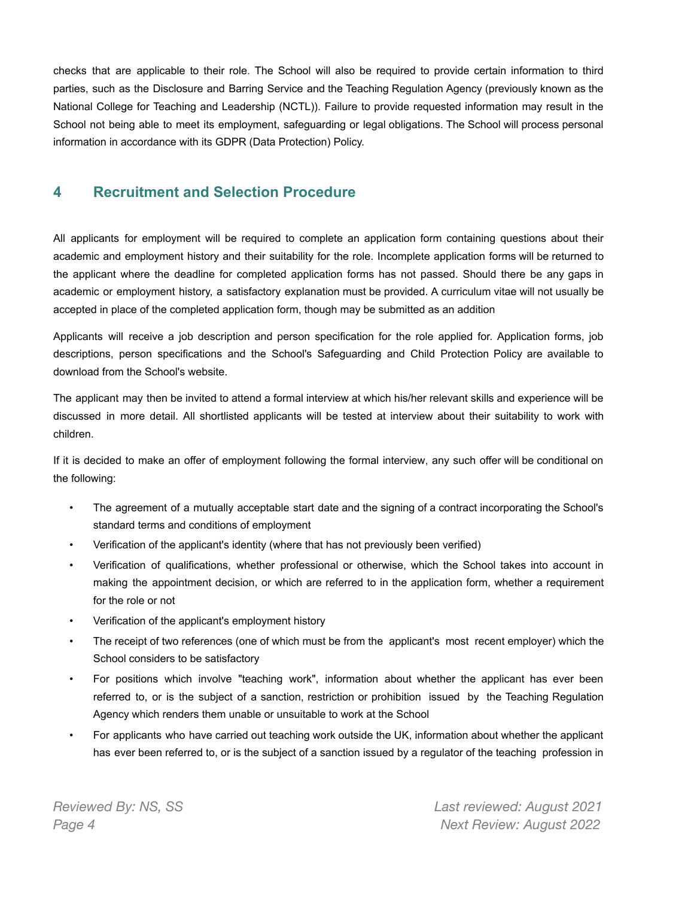checks that are applicable to their role. The School will also be required to provide certain information to third parties, such as the Disclosure and Barring Service and the Teaching Regulation Agency (previously known as the National College for Teaching and Leadership (NCTL)). Failure to provide requested information may result in the School not being able to meet its employment, safeguarding or legal obligations. The School will process personal information in accordance with its GDPR (Data Protection) Policy.

## 4 Recruitment and Selection Procedure

All applicants for employment will be required to complete an application form containing questions about their academic and employment history and their suitability for the role. Incomplete application forms will be returned to the applicant where the deadline for completed application forms has not passed. Should there be any gaps in academic or employment history, a satisfactory explanation must be provided. A curriculum vitae will not usually be accepted in place of the completed application form, though may be submitted as an addition

Applicants will receive a job description and person specification for the role applied for. Application forms, job descriptions, person specifications and the School's Safeguarding and Child Protection Policy are available to download from the School's website.

The applicant may then be invited to attend a formal interview at which his/her relevant skills and experience will be discussed in more detail. All shortlisted applicants will be tested at interview about their suitability to work with children.

If it is decided to make an offer of employment following the formal interview, any such offer will be conditional on the following:

- The agreement of a mutually acceptable start date and the signing of a contract incorporating the School's standard terms and conditions of employment
- Verification of the applicant's identity (where that has not previously been verified)
- Verification of qualifications, whether professional or otherwise, which the School takes into account in making the appointment decision, or which are referred to in the application form, whether a requirement for the role or not
- Verification of the applicant's employment history
- The receipt of two references (one of which must be from the applicant's most recent employer) which the School considers to be satisfactory
- For positions which involve "teaching work", information about whether the applicant has ever been referred to, or is the subject of a sanction, restriction or prohibition issued by the Teaching Regulation Agency which renders them unable or unsuitable to work at the School
- For applicants who have carried out teaching work outside the UK, information about whether the applicant has ever been referred to, or is the subject of a sanction issued by a regulator of the teaching profession in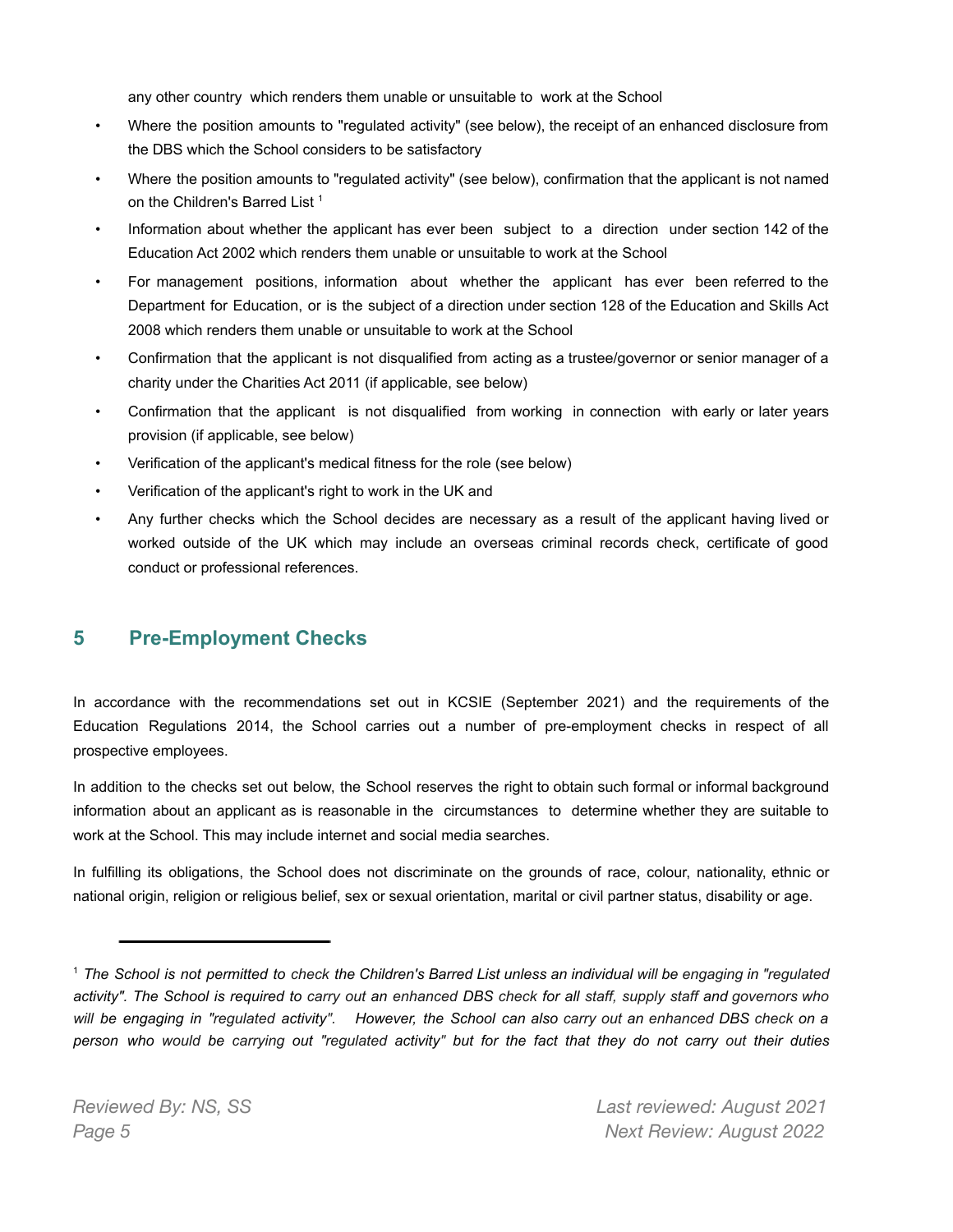any other country which renders them unable or unsuitable to work at the School

- Where the position amounts to "regulated activity" (see below), the receipt of an enhanced disclosure from the DBS which the School considers to be satisfactory
- Where the position amounts to "regulated activity" (see below), confirmation that the applicant is not named on the Children's Barred List [1]
- Information about whether the applicant has ever been subject to a direction under section 142 of the Education Act 2002 which renders them unable or unsuitable to work at the School
- For management positions, information about whether the applicant has ever been referred to the Department for Education, or is the subject of a direction under section 128 of the Education and Skills Act 2008 which renders them unable or unsuitable to work at the School
- Confirmation that the applicant is not disqualified from acting as a trustee/governor or senior manager of a charity under the Charities Act 2011 (if applicable, see below)
- Confirmation that the applicant is not disqualified from working in connection with early or later years provision (if applicable, see below)
- Verification of the applicant's medical fitness for the role (see below)
- Verification of the applicant's right to work in the UK and
- Any further checks which the School decides are necessary as a result of the applicant having lived or worked outside of the UK which may include an overseas criminal records check, certificate of good conduct or professional references.

## 5 Pre-Employment Checks

In accordance with the recommendations set out in KCSIE (September 2021) and the requirements of the Education Regulations 2014, the School carries out a number of pre-employment checks in respect of all prospective employees.

In addition to the checks set out below, the School reserves the right to obtain such formal or informal background information about an applicant as is reasonable in the circumstances to determine whether they are suitable to work at the School. This may include internet and social media searches.

In fulfilling its obligations, the School does not discriminate on the grounds of race, colour, nationality, ethnic or national origin, religion or religious belief, sex or sexual orientation, marital or civil partner status, disability or age.

---

[1] *The School is not permitted to check the Children's Barred List unless an individual will be engaging in "regulated activity". The School is required to carry out an enhanced DBS check for all staff, supply staff and governors who will be engaging in "regulated activity". However, the School can also carry out an enhanced DBS check on a person who would be carrying out "regulated activity" but for the fact that they do not carry out their duties*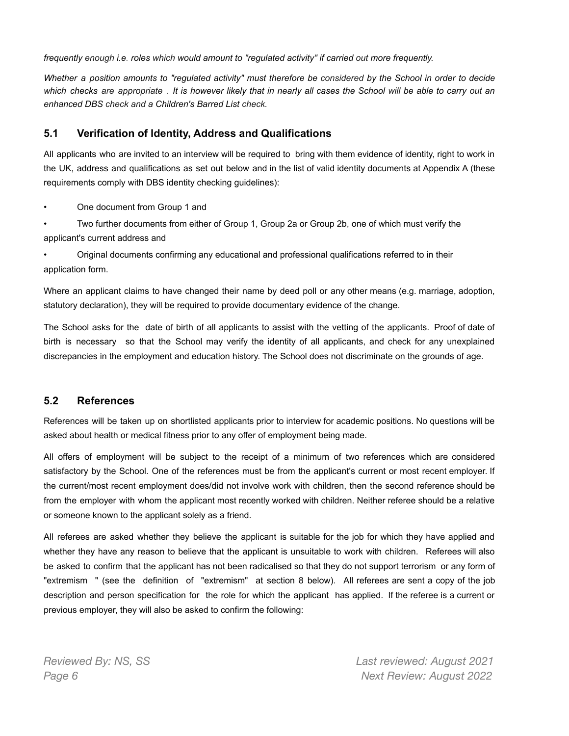*frequently enough i.e. roles which would amount to "regulated activity" if carried out more frequently.*

*Whether a position amounts to "regulated activity" must therefore be considered by the School in order to decide which checks are appropriate . It is however likely that in nearly all cases the School will be able to carry out an enhanced DBS check and a Children's Barred List check.*

### 5.1 Verification of Identity, Address and Qualifications

All applicants who are invited to an interview will be required to bring with them evidence of identity, right to work in the UK, address and qualifications as set out below and in the list of valid identity documents at Appendix A (these requirements comply with DBS identity checking guidelines):

- One document from Group 1 and
- Two further documents from either of Group 1, Group 2a or Group 2b, one of which must verify the applicant's current address and
- Original documents confirming any educational and professional qualifications referred to in their application form.

Where an applicant claims to have changed their name by deed poll or any other means (e.g. marriage, adoption, statutory declaration), they will be required to provide documentary evidence of the change.

The School asks for the date of birth of all applicants to assist with the vetting of the applicants. Proof of date of birth is necessary so that the School may verify the identity of all applicants, and check for any unexplained discrepancies in the employment and education history. The School does not discriminate on the grounds of age.

### 5.2 References

References will be taken up on shortlisted applicants prior to interview for academic positions. No questions will be asked about health or medical fitness prior to any offer of employment being made.

All offers of employment will be subject to the receipt of a minimum of two references which are considered satisfactory by the School. One of the references must be from the applicant's current or most recent employer. If the current/most recent employment does/did not involve work with children, then the second reference should be from the employer with whom the applicant most recently worked with children. Neither referee should be a relative or someone known to the applicant solely as a friend.

All referees are asked whether they believe the applicant is suitable for the job for which they have applied and whether they have any reason to believe that the applicant is unsuitable to work with children. Referees will also be asked to confirm that the applicant has not been radicalised so that they do not support terrorism or any form of "extremism" (see the definition of "extremism" at section 8 below). All referees are sent a copy of the job description and person specification for the role for which the applicant has applied. If the referee is a current or previous employer, they will also be asked to confirm the following: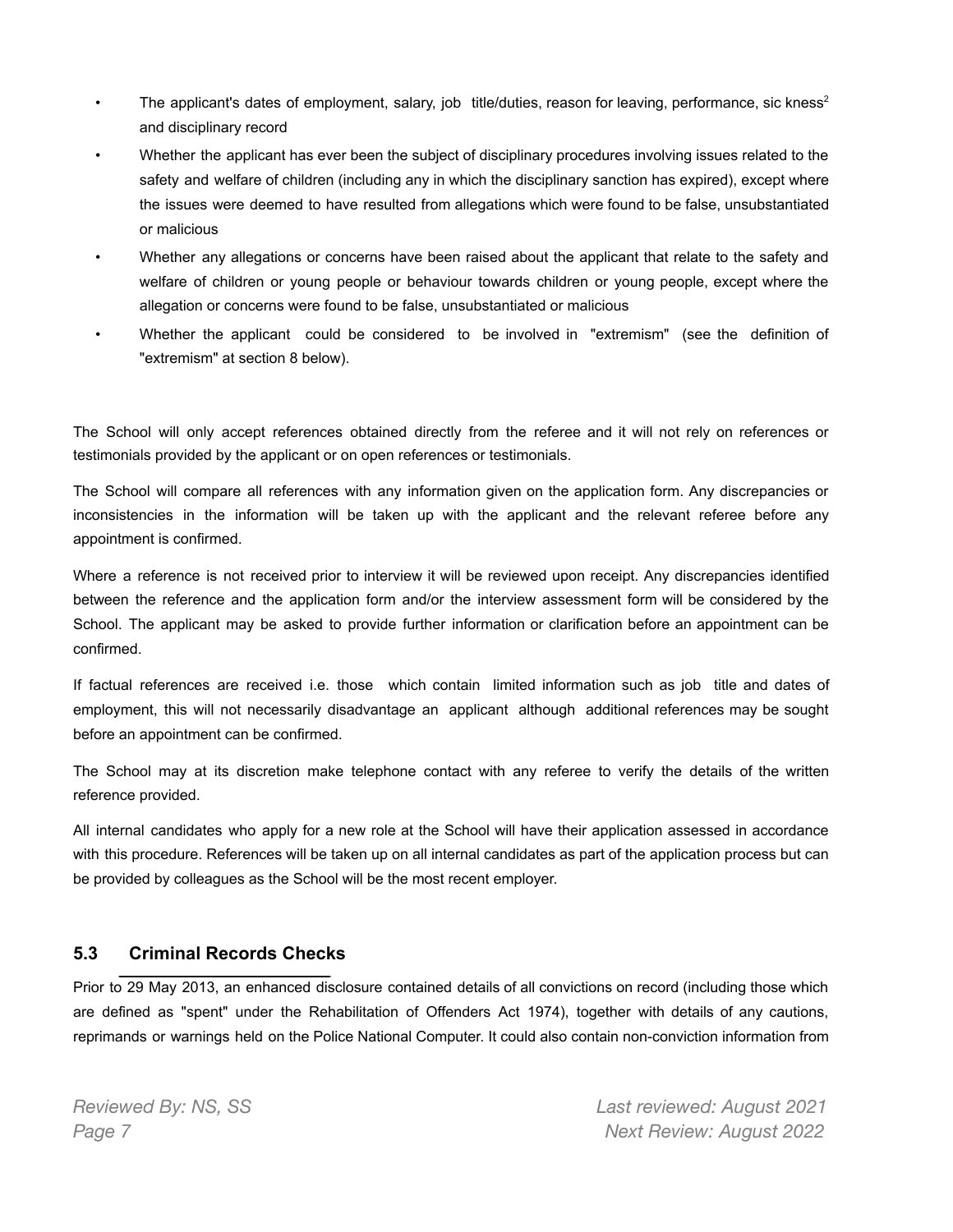- The applicant's dates of employment, salary, job title/duties, reason for leaving, performance, sic kness[2] and disciplinary record
- Whether the applicant has ever been the subject of disciplinary procedures involving issues related to the safety and welfare of children (including any in which the disciplinary sanction has expired), except where the issues were deemed to have resulted from allegations which were found to be false, unsubstantiated or malicious
- Whether any allegations or concerns have been raised about the applicant that relate to the safety and welfare of children or young people or behaviour towards children or young people, except where the allegation or concerns were found to be false, unsubstantiated or malicious
- Whether the applicant could be considered to be involved in "extremism" (see the definition of "extremism" at section 8 below).

The School will only accept references obtained directly from the referee and it will not rely on references or testimonials provided by the applicant or on open references or testimonials.

The School will compare all references with any information given on the application form. Any discrepancies or inconsistencies in the information will be taken up with the applicant and the relevant referee before any appointment is confirmed.

Where a reference is not received prior to interview it will be reviewed upon receipt. Any discrepancies identified between the reference and the application form and/or the interview assessment form will be considered by the School. The applicant may be asked to provide further information or clarification before an appointment can be confirmed.

If factual references are received i.e. those which contain limited information such as job title and dates of employment, this will not necessarily disadvantage an applicant although additional references may be sought before an appointment can be confirmed.

The School may at its discretion make telephone contact with any referee to verify the details of the written reference provided.

All internal candidates who apply for a new role at the School will have their application assessed in accordance with this procedure. References will be taken up on all internal candidates as part of the application process but can be provided by colleagues as the School will be the most recent employer.

### 5.3 Criminal Records Checks

Prior to 29 May 2013, an enhanced disclosure contained details of all convictions on record (including those which are defined as "spent" under the Rehabilitation of Offenders Act 1974), together with details of any cautions, reprimands or warnings held on the Police National Computer. It could also contain non-conviction information from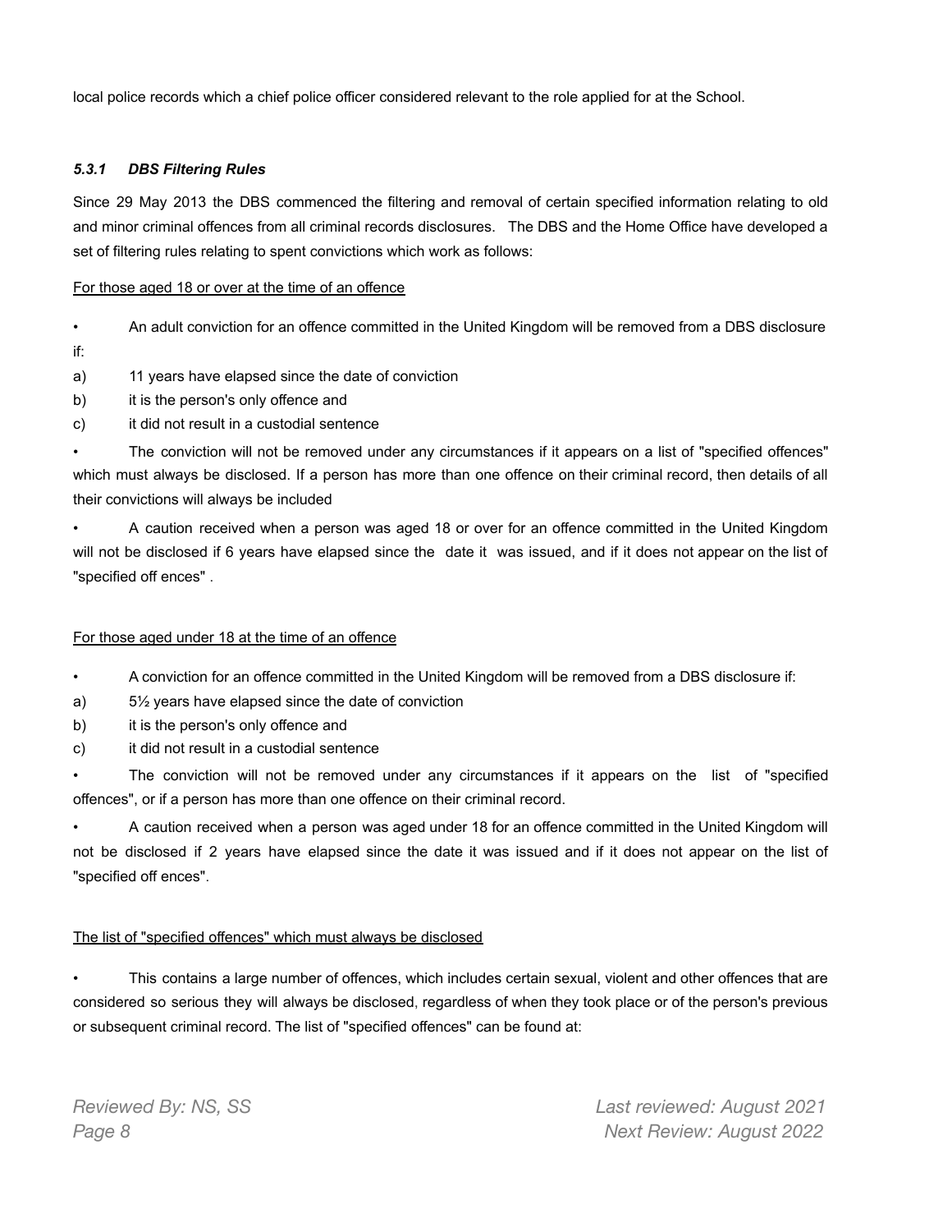local police records which a chief police officer considered relevant to the role applied for at the School.

#### *5.3.1 DBS Filtering Rules*

Since 29 May 2013 the DBS commenced the filtering and removal of certain specified information relating to old and minor criminal offences from all criminal records disclosures. The DBS and the Home Office have developed a set of filtering rules relating to spent convictions which work as follows:

<u>For those aged 18 or over at the time of an offence</u>

- An adult conviction for an offence committed in the United Kingdom will be removed from a DBS disclosure if:

a) 11 years have elapsed since the date of conviction

b) it is the person's only offence and

c) it did not result in a custodial sentence

- The conviction will not be removed under any circumstances if it appears on a list of "specified offences" which must always be disclosed. If a person has more than one offence on their criminal record, then details of all their convictions will always be included
- A caution received when a person was aged 18 or over for an offence committed in the United Kingdom will not be disclosed if 6 years have elapsed since the date it was issued, and if it does not appear on the list of "specified off ences" .

<u>For those aged under 18 at the time of an offence</u>

- A conviction for an offence committed in the United Kingdom will be removed from a DBS disclosure if:

a) 5½ years have elapsed since the date of conviction

b) it is the person's only offence and

c) it did not result in a custodial sentence

- The conviction will not be removed under any circumstances if it appears on the list of "specified offences", or if a person has more than one offence on their criminal record.
- A caution received when a person was aged under 18 for an offence committed in the United Kingdom will not be disclosed if 2 years have elapsed since the date it was issued and if it does not appear on the list of "specified off ences".

<u>The list of "specified offences" which must always be disclosed</u>

- This contains a large number of offences, which includes certain sexual, violent and other offences that are considered so serious they will always be disclosed, regardless of when they took place or of the person's previous or subsequent criminal record. The list of "specified offences" can be found at: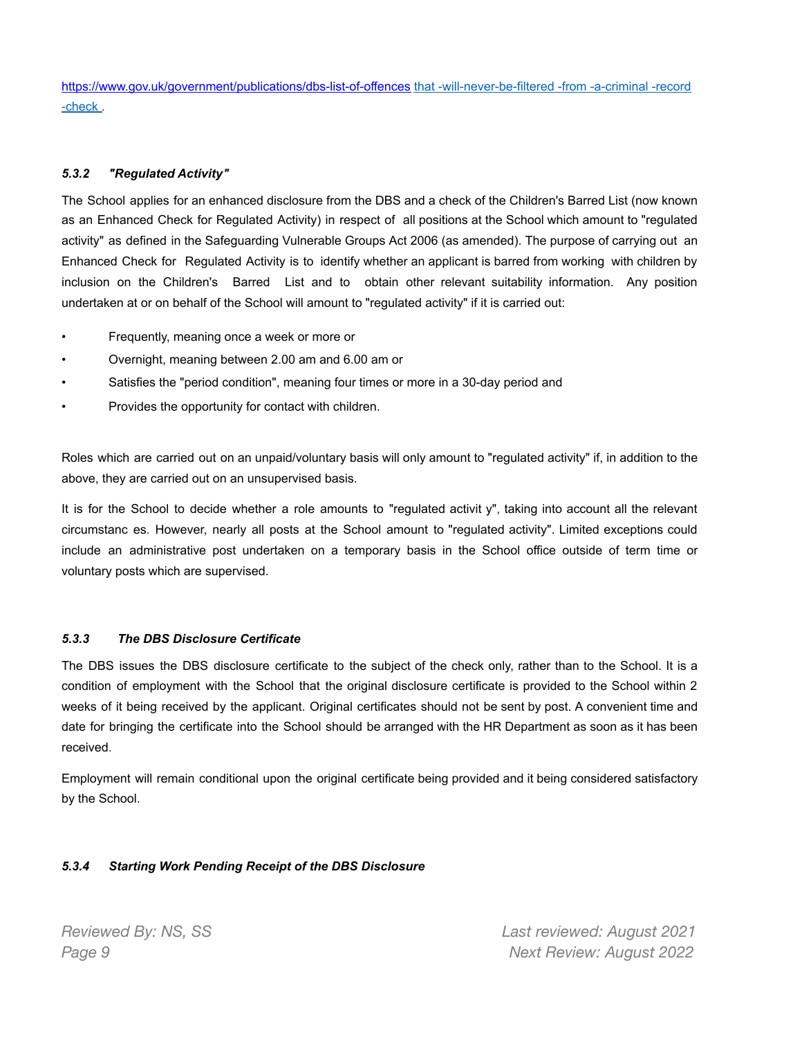https://www.gov.uk/government/publications/dbs-list-of-offences that -will-never-be-filtered -from -a-criminal -record -check .

#### *5.3.2 "Regulated Activity"*

The School applies for an enhanced disclosure from the DBS and a check of the Children's Barred List (now known as an Enhanced Check for Regulated Activity) in respect of all positions at the School which amount to "regulated activity" as defined in the Safeguarding Vulnerable Groups Act 2006 (as amended). The purpose of carrying out an Enhanced Check for Regulated Activity is to identify whether an applicant is barred from working with children by inclusion on the Children's Barred List and to obtain other relevant suitability information. Any position undertaken at or on behalf of the School will amount to "regulated activity" if it is carried out:

- Frequently, meaning once a week or more or
- Overnight, meaning between 2.00 am and 6.00 am or
- Satisfies the "period condition", meaning four times or more in a 30-day period and
- Provides the opportunity for contact with children.

Roles which are carried out on an unpaid/voluntary basis will only amount to "regulated activity" if, in addition to the above, they are carried out on an unsupervised basis.

It is for the School to decide whether a role amounts to "regulated activit y", taking into account all the relevant circumstanc es. However, nearly all posts at the School amount to "regulated activity". Limited exceptions could include an administrative post undertaken on a temporary basis in the School office outside of term time or voluntary posts which are supervised.

#### *5.3.3 The DBS Disclosure Certificate*

The DBS issues the DBS disclosure certificate to the subject of the check only, rather than to the School. It is a condition of employment with the School that the original disclosure certificate is provided to the School within 2 weeks of it being received by the applicant. Original certificates should not be sent by post. A convenient time and date for bringing the certificate into the School should be arranged with the HR Department as soon as it has been received.

Employment will remain conditional upon the original certificate being provided and it being considered satisfactory by the School.

#### *5.3.4 Starting Work Pending Receipt of the DBS Disclosure*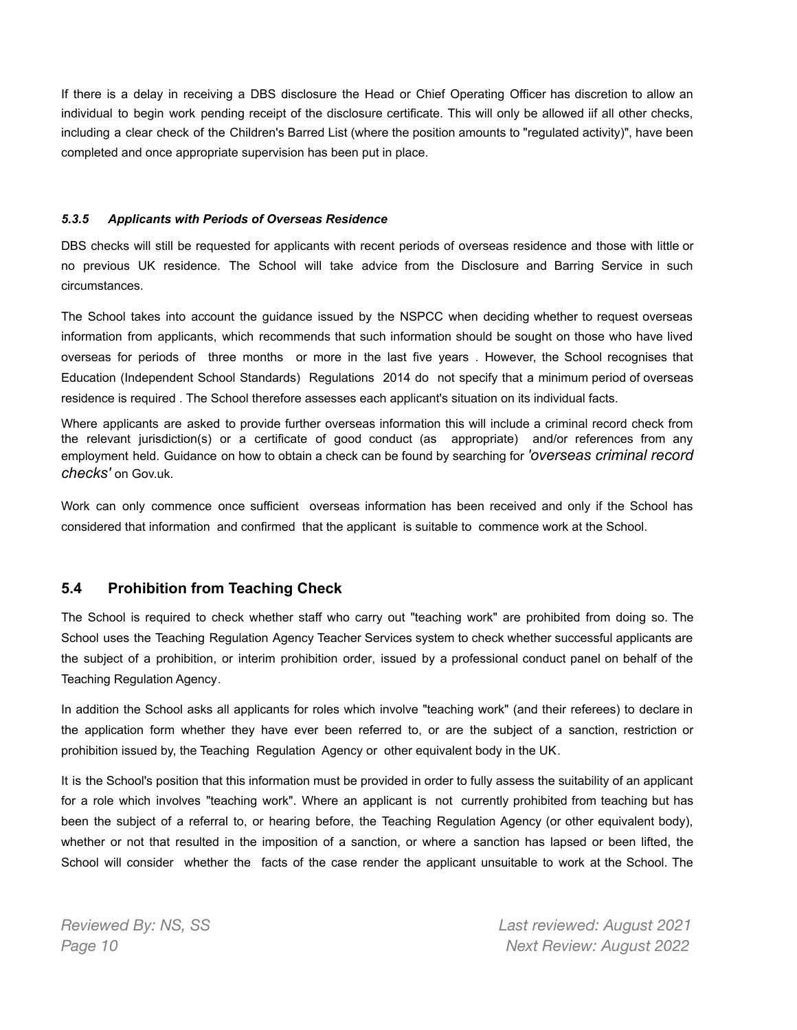If there is a delay in receiving a DBS disclosure the Head or Chief Operating Officer has discretion to allow an individual to begin work pending receipt of the disclosure certificate. This will only be allowed iif all other checks, including a clear check of the Children's Barred List (where the position amounts to "regulated activity)", have been completed and once appropriate supervision has been put in place.

#### *5.3.5 Applicants with Periods of Overseas Residence*

DBS checks will still be requested for applicants with recent periods of overseas residence and those with little or no previous UK residence. The School will take advice from the Disclosure and Barring Service in such circumstances.

The School takes into account the guidance issued by the NSPCC when deciding whether to request overseas information from applicants, which recommends that such information should be sought on those who have lived overseas for periods of three months or more in the last five years . However, the School recognises that Education (Independent School Standards) Regulations 2014 do not specify that a minimum period of overseas residence is required . The School therefore assesses each applicant's situation on its individual facts.

Where applicants are asked to provide further overseas information this will include a criminal record check from the relevant jurisdiction(s) or a certificate of good conduct (as appropriate) and/or references from any employment held. Guidance on how to obtain a check can be found by searching for *'overseas criminal record checks'* on Gov.uk.

Work can only commence once sufficient overseas information has been received and only if the School has considered that information and confirmed that the applicant is suitable to commence work at the School.

## 5.4 Prohibition from Teaching Check

The School is required to check whether staff who carry out "teaching work" are prohibited from doing so. The School uses the Teaching Regulation Agency Teacher Services system to check whether successful applicants are the subject of a prohibition, or interim prohibition order, issued by a professional conduct panel on behalf of the Teaching Regulation Agency.

In addition the School asks all applicants for roles which involve "teaching work" (and their referees) to declare in the application form whether they have ever been referred to, or are the subject of a sanction, restriction or prohibition issued by, the Teaching Regulation Agency or other equivalent body in the UK.

It is the School's position that this information must be provided in order to fully assess the suitability of an applicant for a role which involves "teaching work". Where an applicant is not currently prohibited from teaching but has been the subject of a referral to, or hearing before, the Teaching Regulation Agency (or other equivalent body), whether or not that resulted in the imposition of a sanction, or where a sanction has lapsed or been lifted, the School will consider whether the facts of the case render the applicant unsuitable to work at the School. The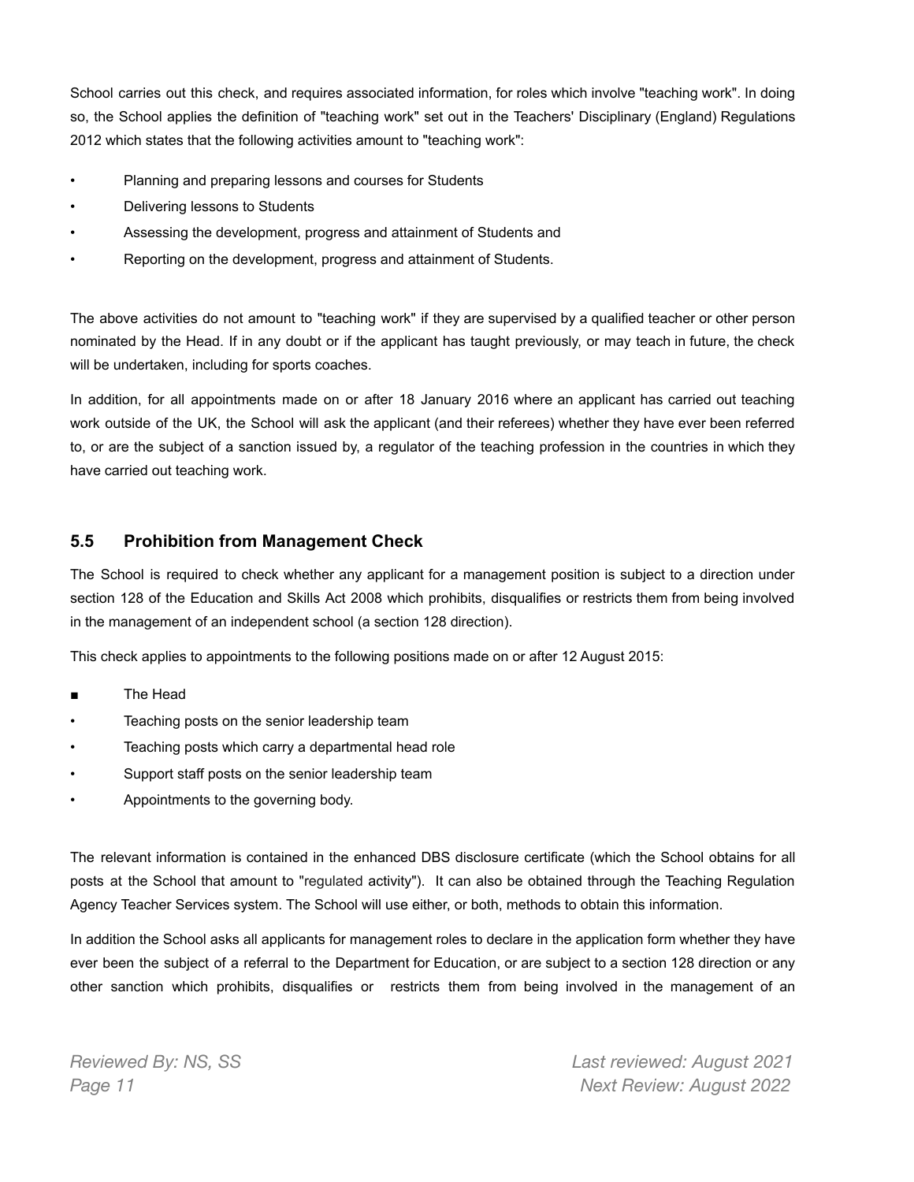School carries out this check, and requires associated information, for roles which involve "teaching work". In doing so, the School applies the definition of "teaching work" set out in the Teachers' Disciplinary (England) Regulations 2012 which states that the following activities amount to "teaching work":

- Planning and preparing lessons and courses for Students
- Delivering lessons to Students
- Assessing the development, progress and attainment of Students and
- Reporting on the development, progress and attainment of Students.

The above activities do not amount to "teaching work" if they are supervised by a qualified teacher or other person nominated by the Head. If in any doubt or if the applicant has taught previously, or may teach in future, the check will be undertaken, including for sports coaches.

In addition, for all appointments made on or after 18 January 2016 where an applicant has carried out teaching work outside of the UK, the School will ask the applicant (and their referees) whether they have ever been referred to, or are the subject of a sanction issued by, a regulator of the teaching profession in the countries in which they have carried out teaching work.

## 5.5 Prohibition from Management Check

The School is required to check whether any applicant for a management position is subject to a direction under section 128 of the Education and Skills Act 2008 which prohibits, disqualifies or restricts them from being involved in the management of an independent school (a section 128 direction).

This check applies to appointments to the following positions made on or after 12 August 2015:

- The Head
- Teaching posts on the senior leadership team
- Teaching posts which carry a departmental head role
- Support staff posts on the senior leadership team
- Appointments to the governing body.

The relevant information is contained in the enhanced DBS disclosure certificate (which the School obtains for all posts at the School that amount to "regulated activity"). It can also be obtained through the Teaching Regulation Agency Teacher Services system. The School will use either, or both, methods to obtain this information.

In addition the School asks all applicants for management roles to declare in the application form whether they have ever been the subject of a referral to the Department for Education, or are subject to a section 128 direction or any other sanction which prohibits, disqualifies or restricts them from being involved in the management of an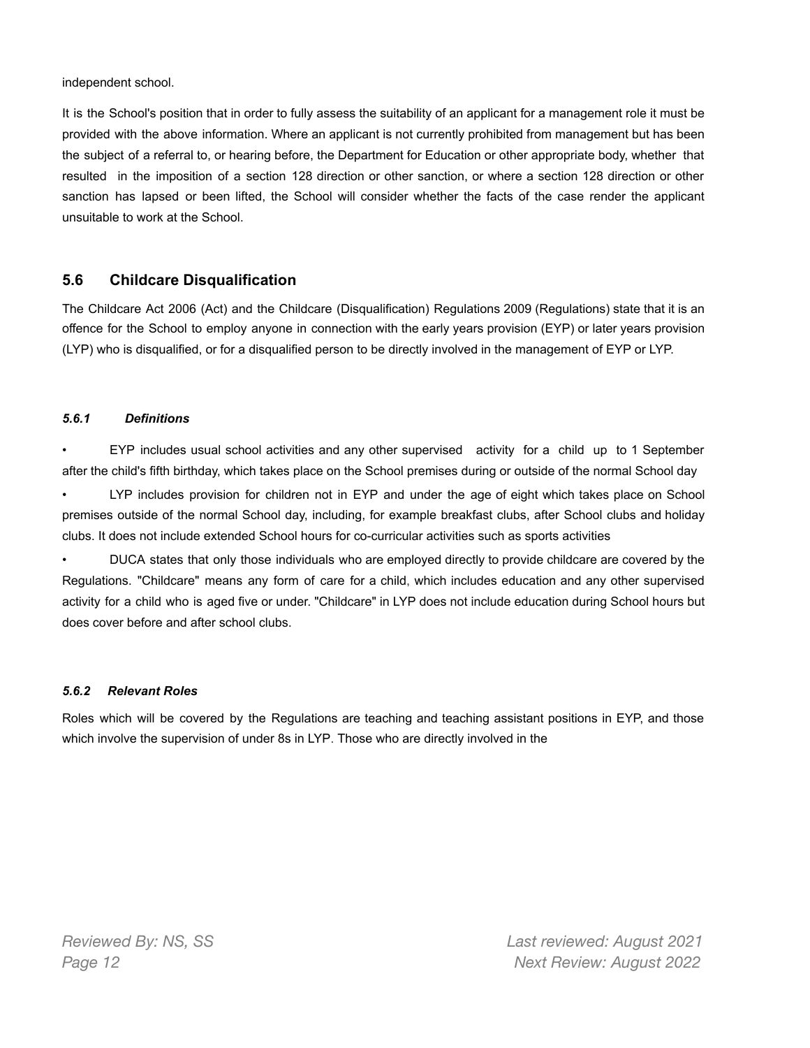independent school.

It is the School's position that in order to fully assess the suitability of an applicant for a management role it must be provided with the above information. Where an applicant is not currently prohibited from management but has been the subject of a referral to, or hearing before, the Department for Education or other appropriate body, whether that resulted in the imposition of a section 128 direction or other sanction, or where a section 128 direction or other sanction has lapsed or been lifted, the School will consider whether the facts of the case render the applicant unsuitable to work at the School.

## 5.6 Childcare Disqualification

The Childcare Act 2006 (Act) and the Childcare (Disqualification) Regulations 2009 (Regulations) state that it is an offence for the School to employ anyone in connection with the early years provision (EYP) or later years provision (LYP) who is disqualified, or for a disqualified person to be directly involved in the management of EYP or LYP.

### *5.6.1 Definitions*

- EYP includes usual school activities and any other supervised activity for a child up to 1 September after the child's fifth birthday, which takes place on the School premises during or outside of the normal School day
- LYP includes provision for children not in EYP and under the age of eight which takes place on School premises outside of the normal School day, including, for example breakfast clubs, after School clubs and holiday clubs. It does not include extended School hours for co-curricular activities such as sports activities
- DUCA states that only those individuals who are employed directly to provide childcare are covered by the Regulations. "Childcare" means any form of care for a child, which includes education and any other supervised activity for a child who is aged five or under. "Childcare" in LYP does not include education during School hours but does cover before and after school clubs.

### *5.6.2 Relevant Roles*

Roles which will be covered by the Regulations are teaching and teaching assistant positions in EYP, and those which involve the supervision of under 8s in LYP. Those who are directly involved in the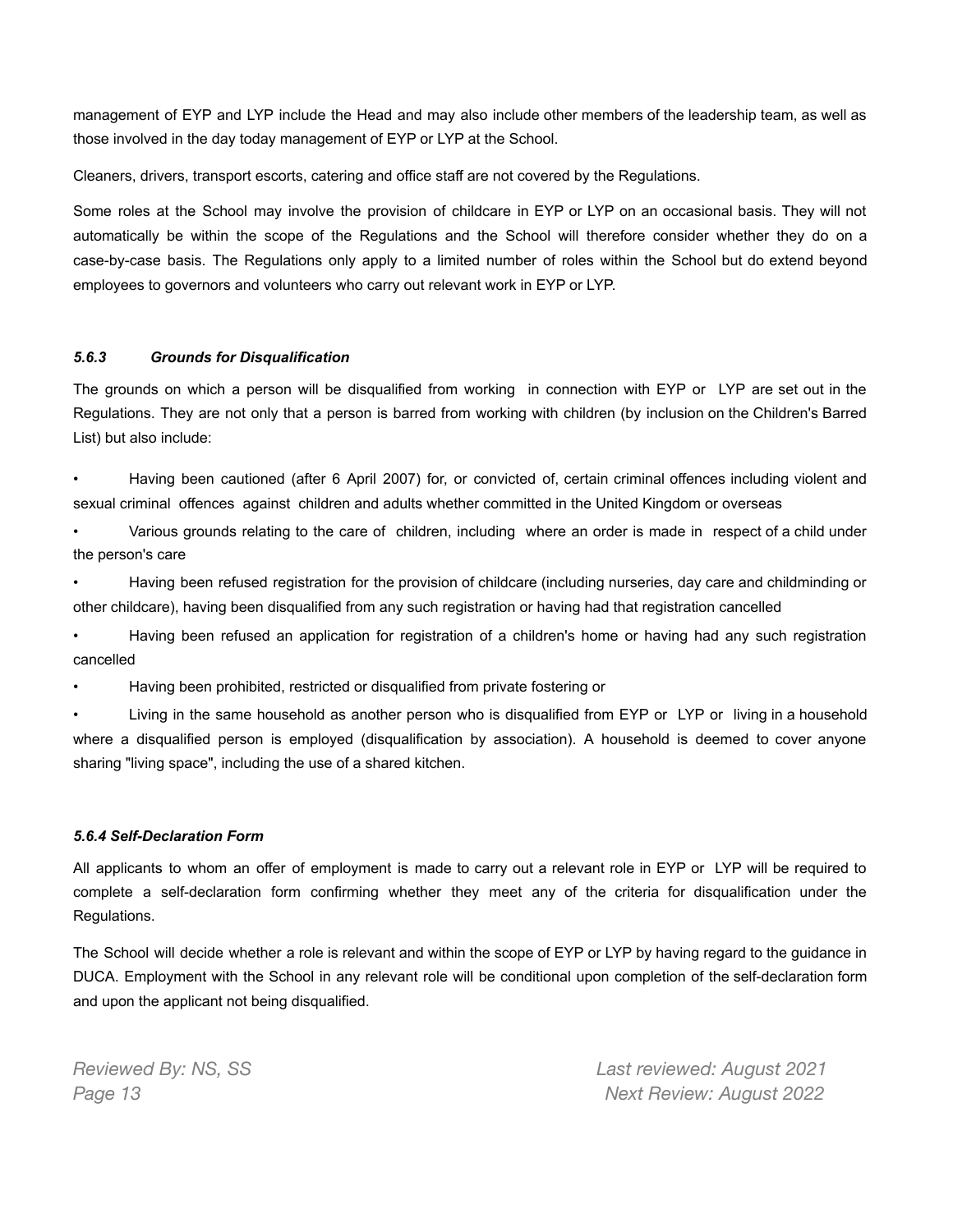management of EYP and LYP include the Head and may also include other members of the leadership team, as well as those involved in the day today management of EYP or LYP at the School.

Cleaners, drivers, transport escorts, catering and office staff are not covered by the Regulations.

Some roles at the School may involve the provision of childcare in EYP or LYP on an occasional basis. They will not automatically be within the scope of the Regulations and the School will therefore consider whether they do on a case-by-case basis. The Regulations only apply to a limited number of roles within the School but do extend beyond employees to governors and volunteers who carry out relevant work in EYP or LYP.

#### *5.6.3 Grounds for Disqualification*

The grounds on which a person will be disqualified from working in connection with EYP or LYP are set out in the Regulations. They are not only that a person is barred from working with children (by inclusion on the Children's Barred List) but also include:

- Having been cautioned (after 6 April 2007) for, or convicted of, certain criminal offences including violent and sexual criminal offences against children and adults whether committed in the United Kingdom or overseas
- Various grounds relating to the care of children, including where an order is made in respect of a child under the person's care
- Having been refused registration for the provision of childcare (including nurseries, day care and childminding or other childcare), having been disqualified from any such registration or having had that registration cancelled
- Having been refused an application for registration of a children's home or having had any such registration cancelled
- Having been prohibited, restricted or disqualified from private fostering or
- Living in the same household as another person who is disqualified from EYP or LYP or living in a household where a disqualified person is employed (disqualification by association). A household is deemed to cover anyone sharing "living space", including the use of a shared kitchen.

#### *5.6.4 Self-Declaration Form*

All applicants to whom an offer of employment is made to carry out a relevant role in EYP or LYP will be required to complete a self-declaration form confirming whether they meet any of the criteria for disqualification under the Regulations.

The School will decide whether a role is relevant and within the scope of EYP or LYP by having regard to the guidance in DUCA. Employment with the School in any relevant role will be conditional upon completion of the self-declaration form and upon the applicant not being disqualified.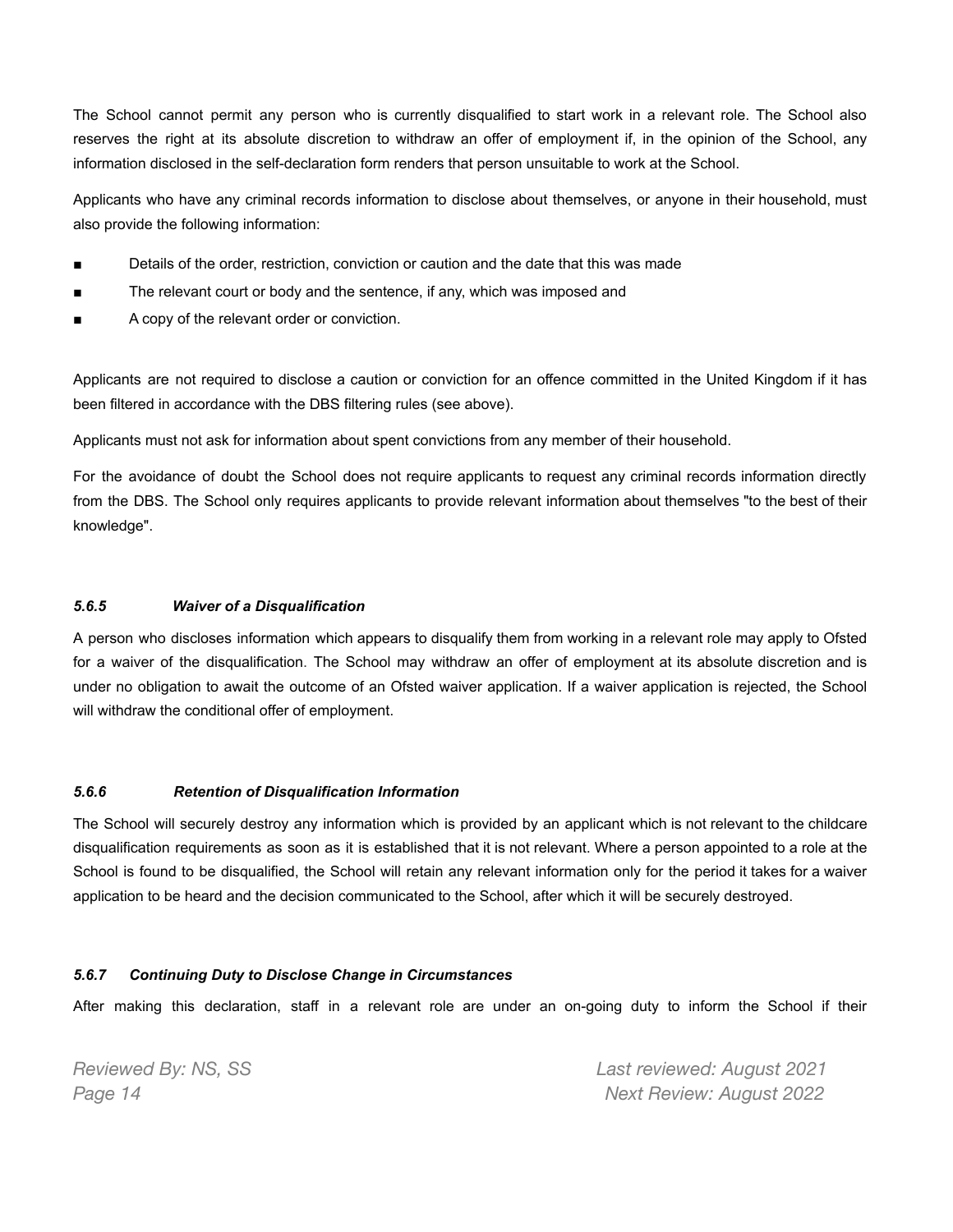The School cannot permit any person who is currently disqualified to start work in a relevant role. The School also reserves the right at its absolute discretion to withdraw an offer of employment if, in the opinion of the School, any information disclosed in the self-declaration form renders that person unsuitable to work at the School.

Applicants who have any criminal records information to disclose about themselves, or anyone in their household, must also provide the following information:

- Details of the order, restriction, conviction or caution and the date that this was made
- The relevant court or body and the sentence, if any, which was imposed and
- A copy of the relevant order or conviction.

Applicants are not required to disclose a caution or conviction for an offence committed in the United Kingdom if it has been filtered in accordance with the DBS filtering rules (see above).

Applicants must not ask for information about spent convictions from any member of their household.

For the avoidance of doubt the School does not require applicants to request any criminal records information directly from the DBS. The School only requires applicants to provide relevant information about themselves "to the best of their knowledge".

#### *5.6.5 Waiver of a Disqualification*

A person who discloses information which appears to disqualify them from working in a relevant role may apply to Ofsted for a waiver of the disqualification. The School may withdraw an offer of employment at its absolute discretion and is under no obligation to await the outcome of an Ofsted waiver application. If a waiver application is rejected, the School will withdraw the conditional offer of employment.

#### *5.6.6 Retention of Disqualification Information*

The School will securely destroy any information which is provided by an applicant which is not relevant to the childcare disqualification requirements as soon as it is established that it is not relevant. Where a person appointed to a role at the School is found to be disqualified, the School will retain any relevant information only for the period it takes for a waiver application to be heard and the decision communicated to the School, after which it will be securely destroyed.

#### *5.6.7 Continuing Duty to Disclose Change in Circumstances*

After making this declaration, staff in a relevant role are under an on-going duty to inform the School if their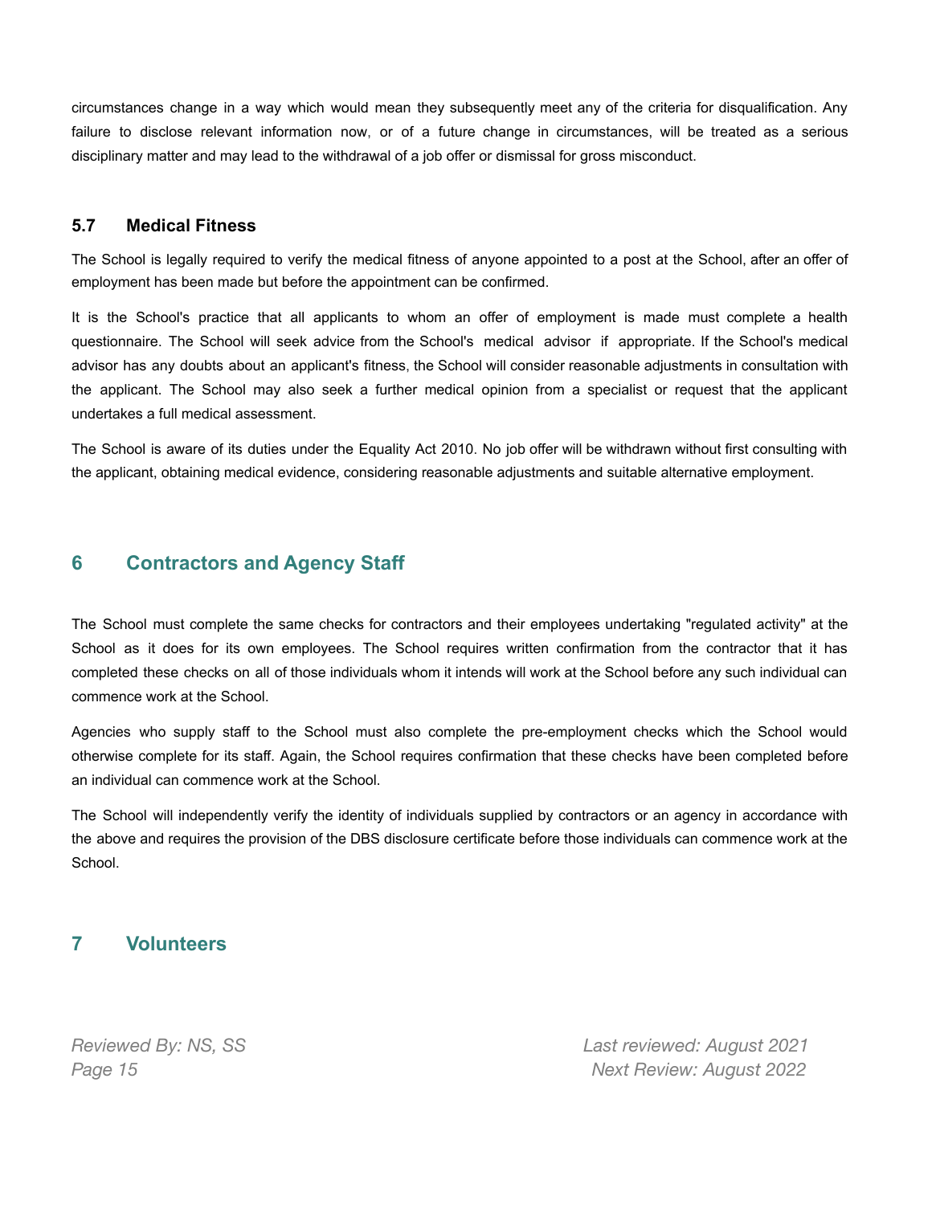circumstances change in a way which would mean they subsequently meet any of the criteria for disqualification. Any failure to disclose relevant information now, or of a future change in circumstances, will be treated as a serious disciplinary matter and may lead to the withdrawal of a job offer or dismissal for gross misconduct.

### 5.7 Medical Fitness

The School is legally required to verify the medical fitness of anyone appointed to a post at the School, after an offer of employment has been made but before the appointment can be confirmed.

It is the School's practice that all applicants to whom an offer of employment is made must complete a health questionnaire. The School will seek advice from the School's medical advisor if appropriate. If the School's medical advisor has any doubts about an applicant's fitness, the School will consider reasonable adjustments in consultation with the applicant. The School may also seek a further medical opinion from a specialist or request that the applicant undertakes a full medical assessment.

The School is aware of its duties under the Equality Act 2010. No job offer will be withdrawn without first consulting with the applicant, obtaining medical evidence, considering reasonable adjustments and suitable alternative employment.

## 6 Contractors and Agency Staff

The School must complete the same checks for contractors and their employees undertaking "regulated activity" at the School as it does for its own employees. The School requires written confirmation from the contractor that it has completed these checks on all of those individuals whom it intends will work at the School before any such individual can commence work at the School.

Agencies who supply staff to the School must also complete the pre-employment checks which the School would otherwise complete for its staff. Again, the School requires confirmation that these checks have been completed before an individual can commence work at the School.

The School will independently verify the identity of individuals supplied by contractors or an agency in accordance with the above and requires the provision of the DBS disclosure certificate before those individuals can commence work at the School.

## 7 Volunteers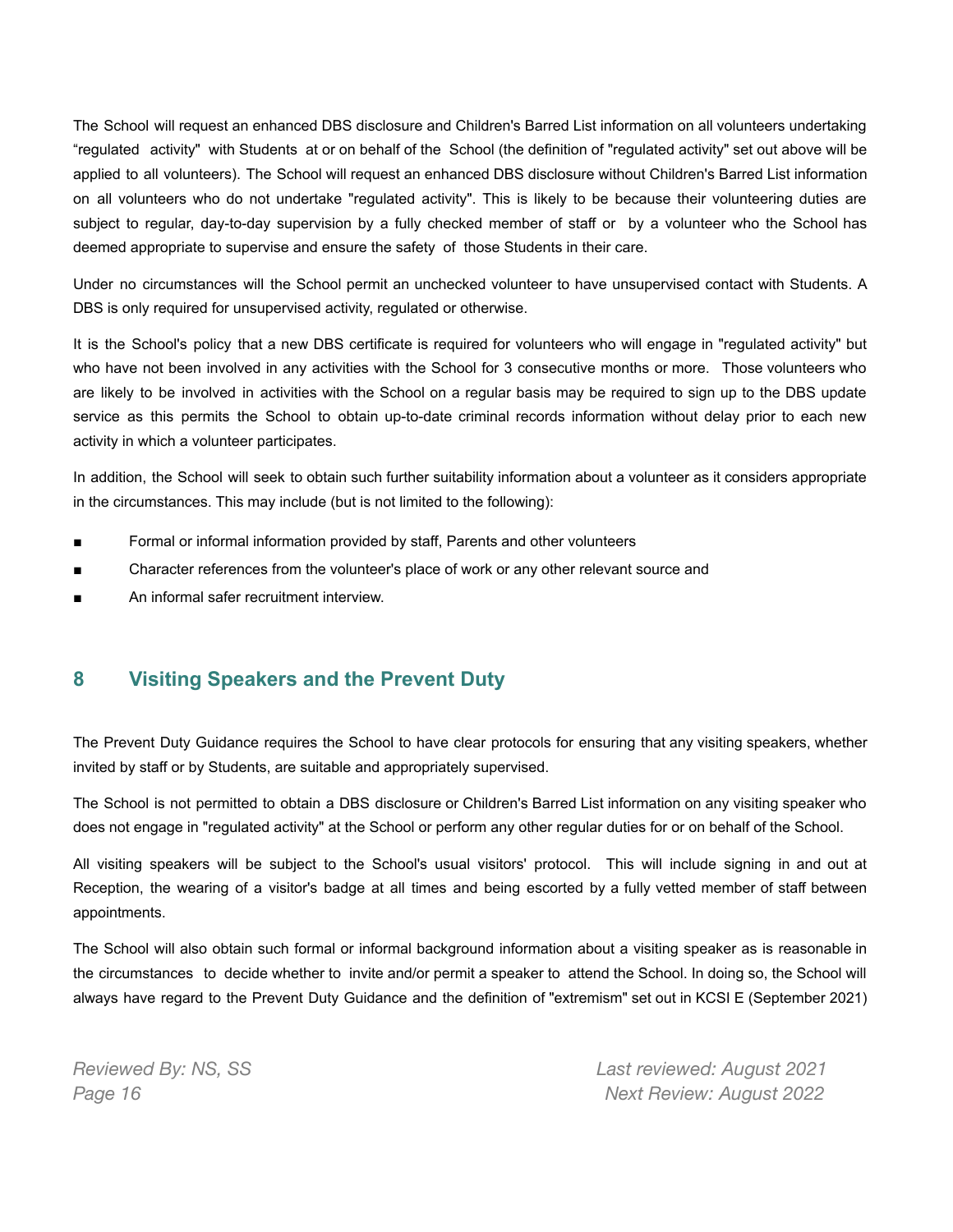The School will request an enhanced DBS disclosure and Children's Barred List information on all volunteers undertaking "regulated activity" with Students at or on behalf of the School (the definition of "regulated activity" set out above will be applied to all volunteers). The School will request an enhanced DBS disclosure without Children's Barred List information on all volunteers who do not undertake "regulated activity". This is likely to be because their volunteering duties are subject to regular, day-to-day supervision by a fully checked member of staff or by a volunteer who the School has deemed appropriate to supervise and ensure the safety of those Students in their care.

Under no circumstances will the School permit an unchecked volunteer to have unsupervised contact with Students. A DBS is only required for unsupervised activity, regulated or otherwise.

It is the School's policy that a new DBS certificate is required for volunteers who will engage in "regulated activity" but who have not been involved in any activities with the School for 3 consecutive months or more. Those volunteers who are likely to be involved in activities with the School on a regular basis may be required to sign up to the DBS update service as this permits the School to obtain up-to-date criminal records information without delay prior to each new activity in which a volunteer participates.

In addition, the School will seek to obtain such further suitability information about a volunteer as it considers appropriate in the circumstances. This may include (but is not limited to the following):

- Formal or informal information provided by staff, Parents and other volunteers
- Character references from the volunteer's place of work or any other relevant source and
- An informal safer recruitment interview.

## 8 Visiting Speakers and the Prevent Duty

The Prevent Duty Guidance requires the School to have clear protocols for ensuring that any visiting speakers, whether invited by staff or by Students, are suitable and appropriately supervised.

The School is not permitted to obtain a DBS disclosure or Children's Barred List information on any visiting speaker who does not engage in "regulated activity" at the School or perform any other regular duties for or on behalf of the School.

All visiting speakers will be subject to the School's usual visitors' protocol. This will include signing in and out at Reception, the wearing of a visitor's badge at all times and being escorted by a fully vetted member of staff between appointments.

The School will also obtain such formal or informal background information about a visiting speaker as is reasonable in the circumstances to decide whether to invite and/or permit a speaker to attend the School. In doing so, the School will always have regard to the Prevent Duty Guidance and the definition of "extremism" set out in KCSI E (September 2021)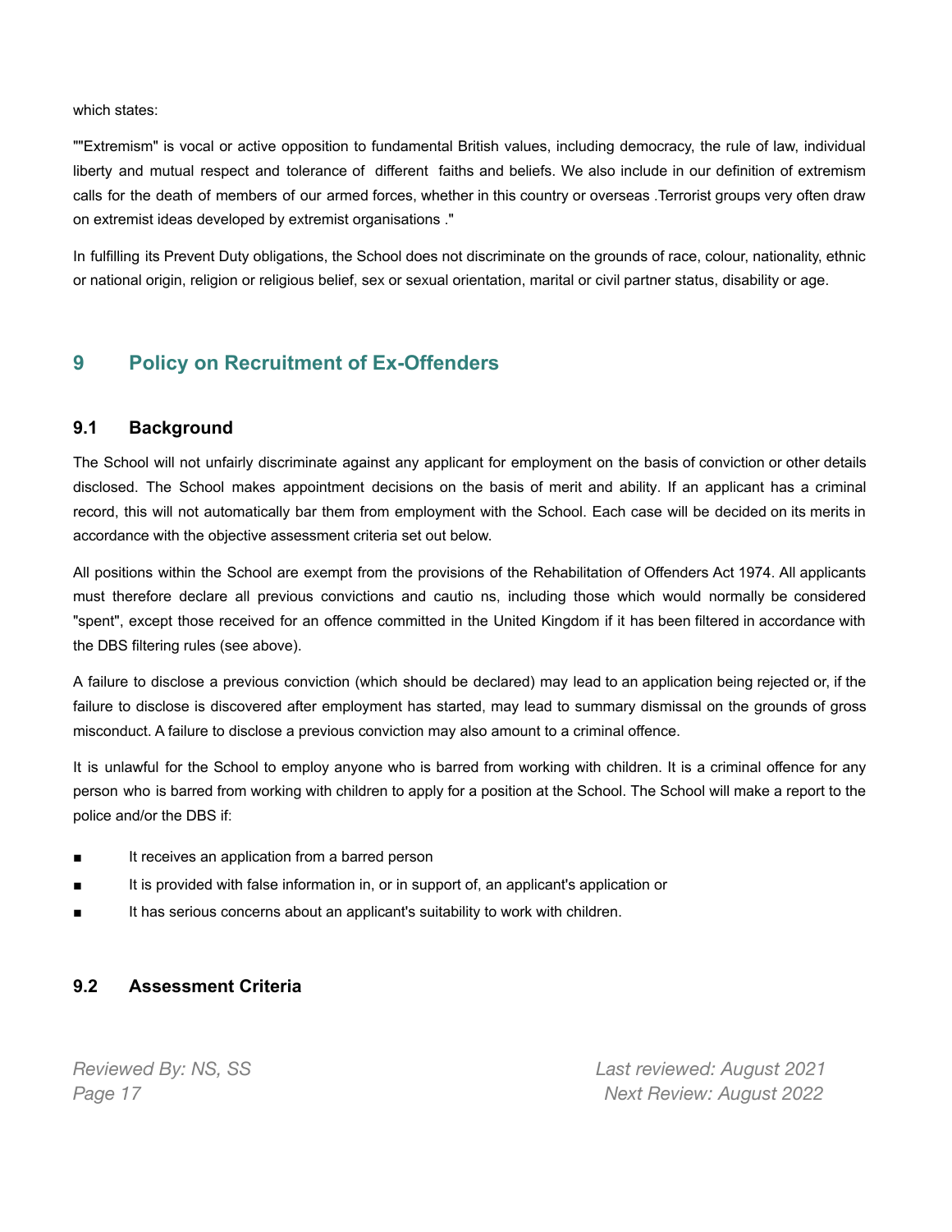which states:

""Extremism" is vocal or active opposition to fundamental British values, including democracy, the rule of law, individual liberty and mutual respect and tolerance of different faiths and beliefs. We also include in our definition of extremism calls for the death of members of our armed forces, whether in this country or overseas .Terrorist groups very often draw on extremist ideas developed by extremist organisations ."

In fulfilling its Prevent Duty obligations, the School does not discriminate on the grounds of race, colour, nationality, ethnic or national origin, religion or religious belief, sex or sexual orientation, marital or civil partner status, disability or age.

## 9 Policy on Recruitment of Ex-Offenders

### 9.1 Background

The School will not unfairly discriminate against any applicant for employment on the basis of conviction or other details disclosed. The School makes appointment decisions on the basis of merit and ability. If an applicant has a criminal record, this will not automatically bar them from employment with the School. Each case will be decided on its merits in accordance with the objective assessment criteria set out below.

All positions within the School are exempt from the provisions of the Rehabilitation of Offenders Act 1974. All applicants must therefore declare all previous convictions and cautio ns, including those which would normally be considered "spent", except those received for an offence committed in the United Kingdom if it has been filtered in accordance with the DBS filtering rules (see above).

A failure to disclose a previous conviction (which should be declared) may lead to an application being rejected or, if the failure to disclose is discovered after employment has started, may lead to summary dismissal on the grounds of gross misconduct. A failure to disclose a previous conviction may also amount to a criminal offence.

It is unlawful for the School to employ anyone who is barred from working with children. It is a criminal offence for any person who is barred from working with children to apply for a position at the School. The School will make a report to the police and/or the DBS if:

- It receives an application from a barred person
- It is provided with false information in, or in support of, an applicant's application or
- It has serious concerns about an applicant's suitability to work with children.

### 9.2 Assessment Criteria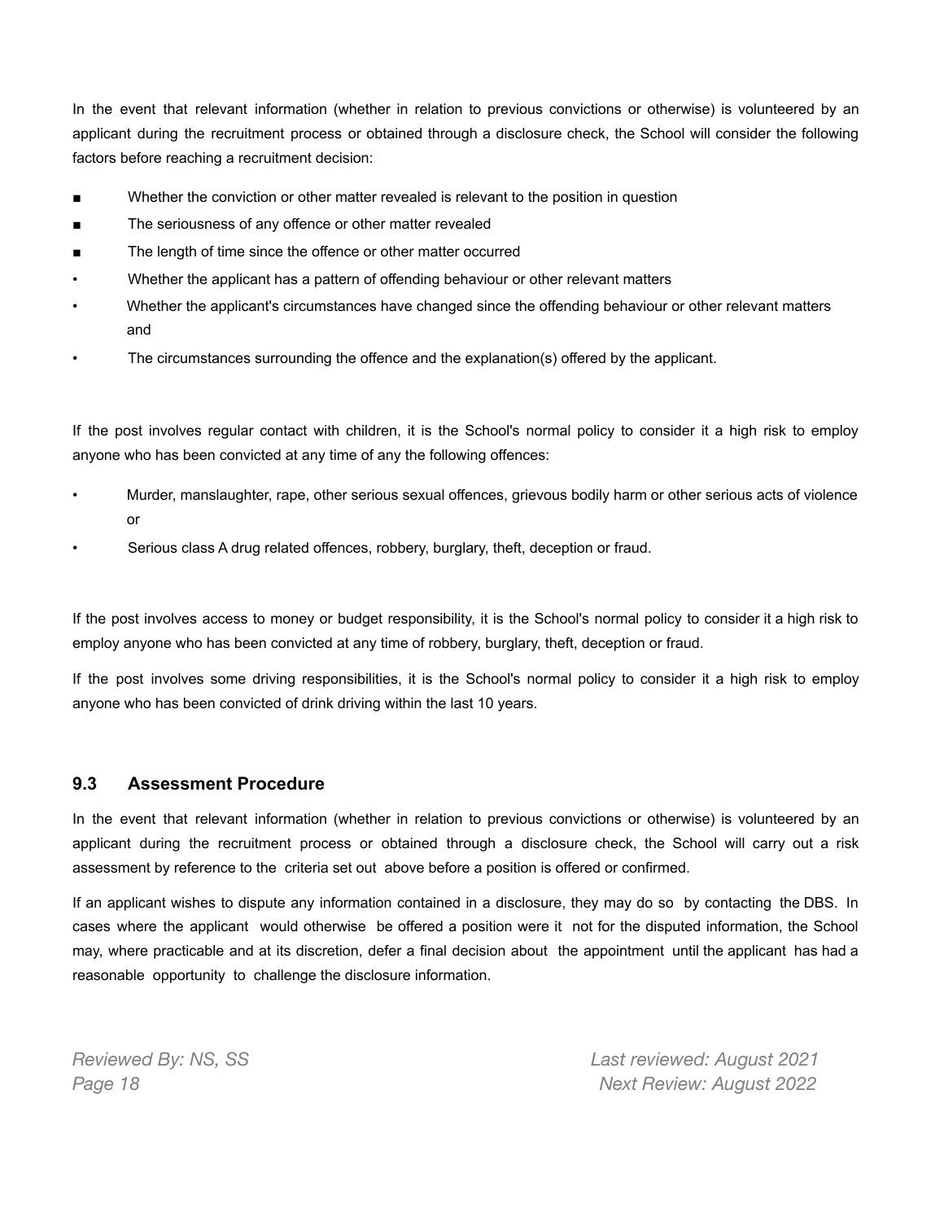In the event that relevant information (whether in relation to previous convictions or otherwise) is volunteered by an applicant during the recruitment process or obtained through a disclosure check, the School will consider the following factors before reaching a recruitment decision:

- Whether the conviction or other matter revealed is relevant to the position in question
- The seriousness of any offence or other matter revealed
- The length of time since the offence or other matter occurred
- Whether the applicant has a pattern of offending behaviour or other relevant matters
- Whether the applicant's circumstances have changed since the offending behaviour or other relevant matters and
- The circumstances surrounding the offence and the explanation(s) offered by the applicant.

If the post involves regular contact with children, it is the School's normal policy to consider it a high risk to employ anyone who has been convicted at any time of any the following offences:

- Murder, manslaughter, rape, other serious sexual offences, grievous bodily harm or other serious acts of violence or
- Serious class A drug related offences, robbery, burglary, theft, deception or fraud.

If the post involves access to money or budget responsibility, it is the School's normal policy to consider it a high risk to employ anyone who has been convicted at any time of robbery, burglary, theft, deception or fraud.

If the post involves some driving responsibilities, it is the School's normal policy to consider it a high risk to employ anyone who has been convicted of drink driving within the last 10 years.

### 9.3 Assessment Procedure

In the event that relevant information (whether in relation to previous convictions or otherwise) is volunteered by an applicant during the recruitment process or obtained through a disclosure check, the School will carry out a risk assessment by reference to the criteria set out above before a position is offered or confirmed.

If an applicant wishes to dispute any information contained in a disclosure, they may do so by contacting the DBS. In cases where the applicant would otherwise be offered a position were it not for the disputed information, the School may, where practicable and at its discretion, defer a final decision about the appointment until the applicant has had a reasonable opportunity to challenge the disclosure information.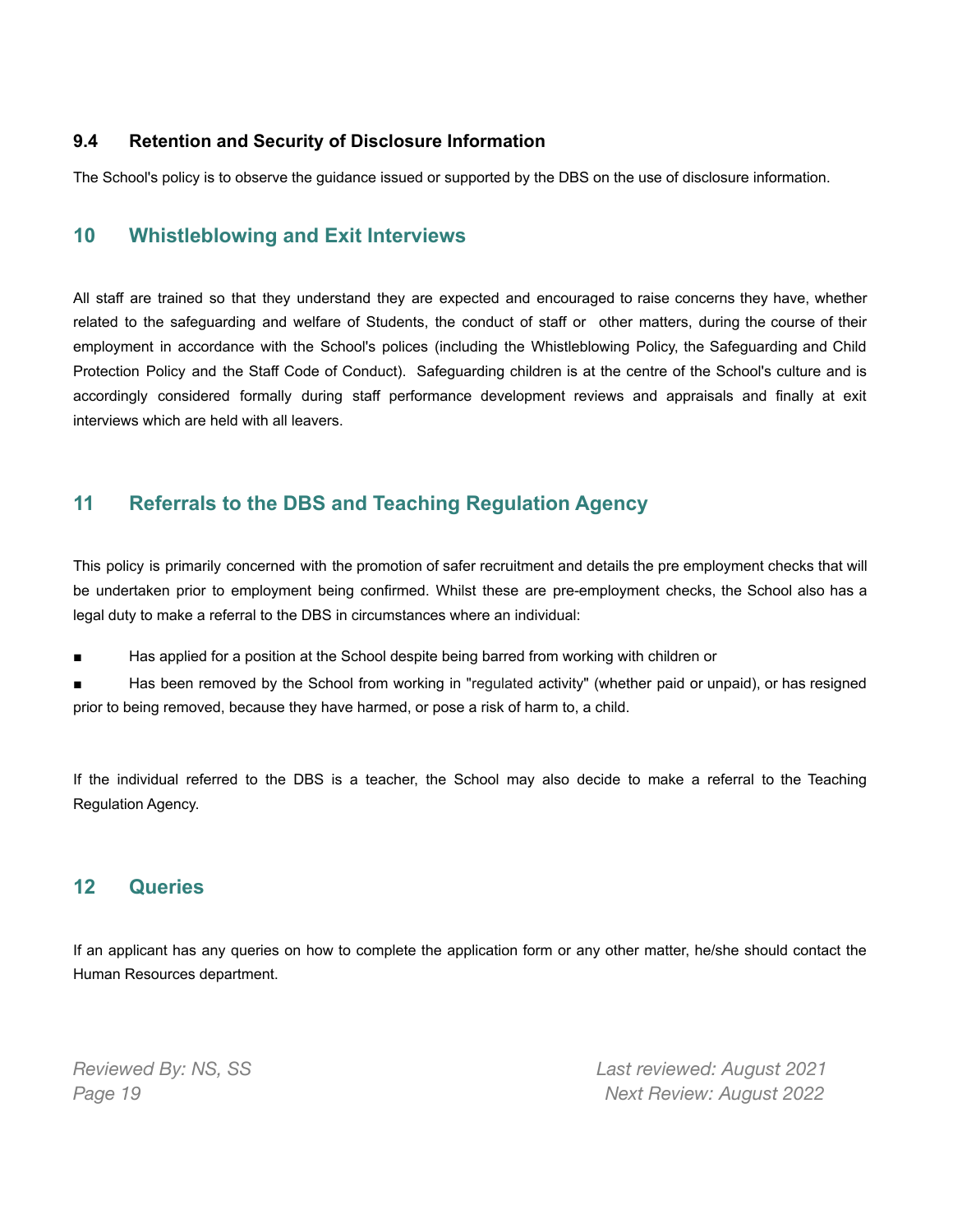### 9.4 Retention and Security of Disclosure Information

The School's policy is to observe the guidance issued or supported by the DBS on the use of disclosure information.

## 10 Whistleblowing and Exit Interviews

All staff are trained so that they understand they are expected and encouraged to raise concerns they have, whether related to the safeguarding and welfare of Students, the conduct of staff or other matters, during the course of their employment in accordance with the School's polices (including the Whistleblowing Policy, the Safeguarding and Child Protection Policy and the Staff Code of Conduct). Safeguarding children is at the centre of the School's culture and is accordingly considered formally during staff performance development reviews and appraisals and finally at exit interviews which are held with all leavers.

## 11 Referrals to the DBS and Teaching Regulation Agency

This policy is primarily concerned with the promotion of safer recruitment and details the pre employment checks that will be undertaken prior to employment being confirmed. Whilst these are pre-employment checks, the School also has a legal duty to make a referral to the DBS in circumstances where an individual:

- Has applied for a position at the School despite being barred from working with children or
- Has been removed by the School from working in "regulated activity" (whether paid or unpaid), or has resigned prior to being removed, because they have harmed, or pose a risk of harm to, a child.

If the individual referred to the DBS is a teacher, the School may also decide to make a referral to the Teaching Regulation Agency.

## 12 Queries

If an applicant has any queries on how to complete the application form or any other matter, he/she should contact the Human Resources department.

*Reviewed By: NS, SS*

*Last reviewed: August 2021*

*Next Review: August 2022*